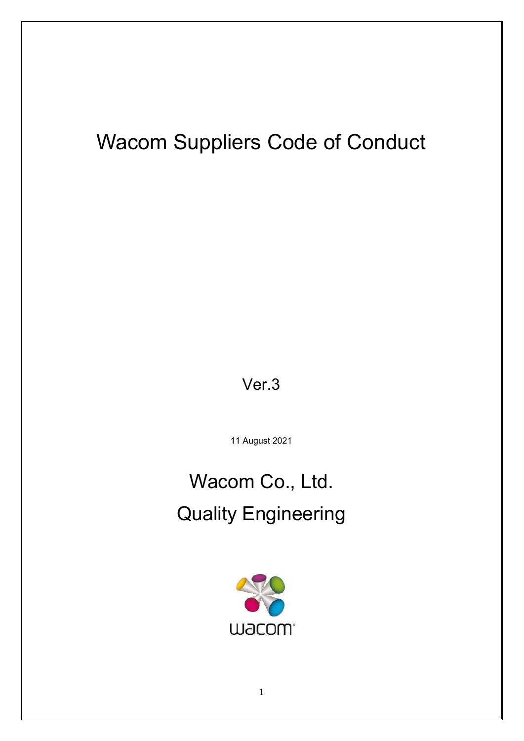# Wacom Suppliers Code of Conduct

Ver.3

11 August 2021

Wacom Co., Ltd.

Quality Engineering

wacom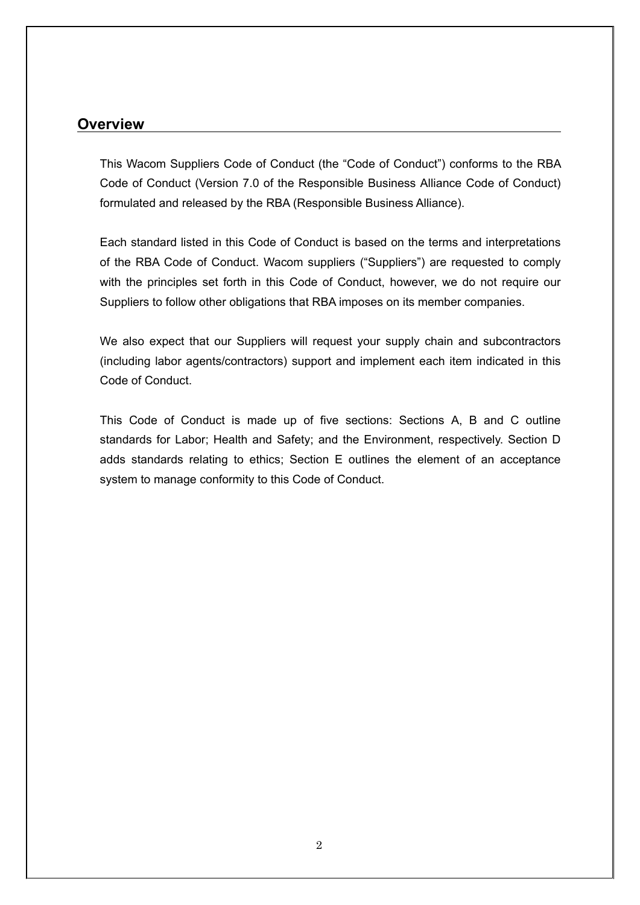## Overview

This Wacom Suppliers Code of Conduct (the "Code of Conduct") conforms to the RBA Code of Conduct (Version 7.0 of the Responsible Business Alliance Code of Conduct) formulated and released by the RBA (Responsible Business Alliance).

Each standard listed in this Code of Conduct is based on the terms and interpretations of the RBA Code of Conduct. Wacom suppliers ("Suppliers") are requested to comply with the principles set forth in this Code of Conduct, however, we do not require our Suppliers to follow other obligations that RBA imposes on its member companies.

We also expect that our Suppliers will request your supply chain and subcontractors (including labor agents/contractors) support and implement each item indicated in this Code of Conduct.

This Code of Conduct is made up of five sections: Sections A, B and C outline standards for Labor; Health and Safety; and the Environment, respectively. Section D adds standards relating to ethics; Section E outlines the element of an acceptance system to manage conformity to this Code of Conduct.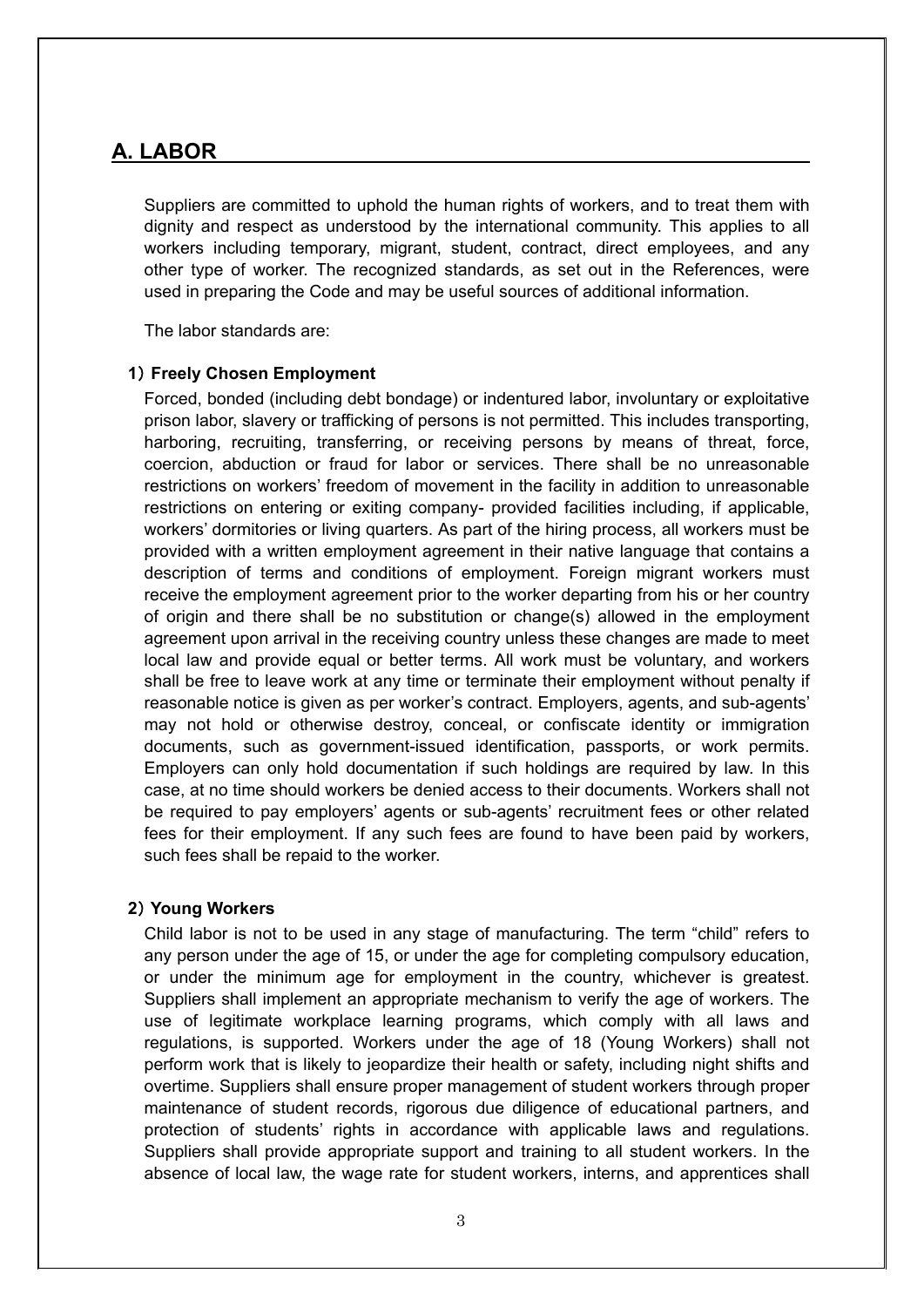## A. LABOR

Suppliers are committed to uphold the human rights of workers, and to treat them with dignity and respect as understood by the international community. This applies to all workers including temporary, migrant, student, contract, direct employees, and any other type of worker. The recognized standards, as set out in the References, were used in preparing the Code and may be useful sources of additional information.

The labor standards are:

### 1）Freely Chosen Employment

Forced, bonded (including debt bondage) or indentured labor, involuntary or exploitative prison labor, slavery or trafficking of persons is not permitted. This includes transporting, harboring, recruiting, transferring, or receiving persons by means of threat, force, coercion, abduction or fraud for labor or services. There shall be no unreasonable restrictions on workers' freedom of movement in the facility in addition to unreasonable restrictions on entering or exiting company- provided facilities including, if applicable, workers' dormitories or living quarters. As part of the hiring process, all workers must be provided with a written employment agreement in their native language that contains a description of terms and conditions of employment. Foreign migrant workers must receive the employment agreement prior to the worker departing from his or her country of origin and there shall be no substitution or change(s) allowed in the employment agreement upon arrival in the receiving country unless these changes are made to meet local law and provide equal or better terms. All work must be voluntary, and workers shall be free to leave work at any time or terminate their employment without penalty if reasonable notice is given as per worker's contract. Employers, agents, and sub-agents' may not hold or otherwise destroy, conceal, or confiscate identity or immigration documents, such as government-issued identification, passports, or work permits. Employers can only hold documentation if such holdings are required by law. In this case, at no time should workers be denied access to their documents. Workers shall not be required to pay employers' agents or sub-agents' recruitment fees or other related fees for their employment. If any such fees are found to have been paid by workers, such fees shall be repaid to the worker.

### 2）Young Workers

Child labor is not to be used in any stage of manufacturing. The term "child" refers to any person under the age of 15, or under the age for completing compulsory education, or under the minimum age for employment in the country, whichever is greatest. Suppliers shall implement an appropriate mechanism to verify the age of workers. The use of legitimate workplace learning programs, which comply with all laws and regulations, is supported. Workers under the age of 18 (Young Workers) shall not perform work that is likely to jeopardize their health or safety, including night shifts and overtime. Suppliers shall ensure proper management of student workers through proper maintenance of student records, rigorous due diligence of educational partners, and protection of students' rights in accordance with applicable laws and regulations. Suppliers shall provide appropriate support and training to all student workers. In the absence of local law, the wage rate for student workers, interns, and apprentices shall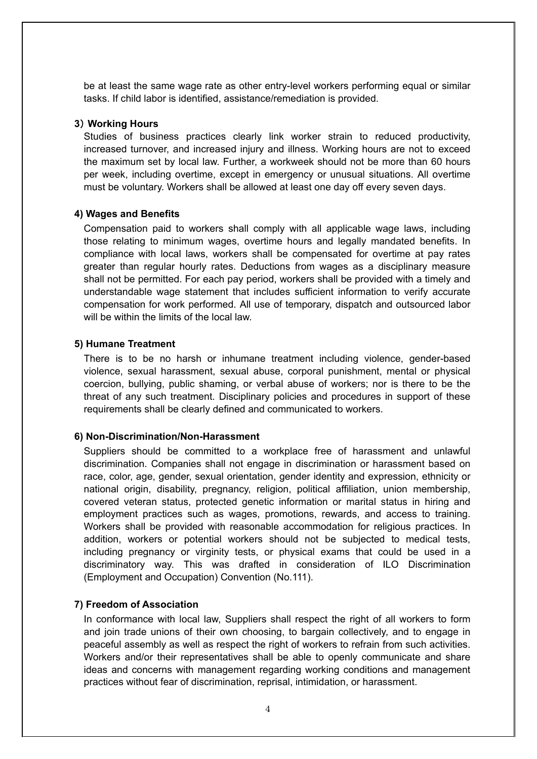be at least the same wage rate as other entry-level workers performing equal or similar tasks. If child labor is identified, assistance/remediation is provided.

**3）Working Hours**

Studies of business practices clearly link worker strain to reduced productivity, increased turnover, and increased injury and illness. Working hours are not to exceed the maximum set by local law. Further, a workweek should not be more than 60 hours per week, including overtime, except in emergency or unusual situations. All overtime must be voluntary. Workers shall be allowed at least one day off every seven days.

**4) Wages and Benefits**

Compensation paid to workers shall comply with all applicable wage laws, including those relating to minimum wages, overtime hours and legally mandated benefits. In compliance with local laws, workers shall be compensated for overtime at pay rates greater than regular hourly rates. Deductions from wages as a disciplinary measure shall not be permitted. For each pay period, workers shall be provided with a timely and understandable wage statement that includes sufficient information to verify accurate compensation for work performed. All use of temporary, dispatch and outsourced labor will be within the limits of the local law.

**5) Humane Treatment**

There is to be no harsh or inhumane treatment including violence, gender-based violence, sexual harassment, sexual abuse, corporal punishment, mental or physical coercion, bullying, public shaming, or verbal abuse of workers; nor is there to be the threat of any such treatment. Disciplinary policies and procedures in support of these requirements shall be clearly defined and communicated to workers.

**6) Non-Discrimination/Non-Harassment**

Suppliers should be committed to a workplace free of harassment and unlawful discrimination. Companies shall not engage in discrimination or harassment based on race, color, age, gender, sexual orientation, gender identity and expression, ethnicity or national origin, disability, pregnancy, religion, political affiliation, union membership, covered veteran status, protected genetic information or marital status in hiring and employment practices such as wages, promotions, rewards, and access to training. Workers shall be provided with reasonable accommodation for religious practices. In addition, workers or potential workers should not be subjected to medical tests, including pregnancy or virginity tests, or physical exams that could be used in a discriminatory way. This was drafted in consideration of ILO Discrimination (Employment and Occupation) Convention (No.111).

**7) Freedom of Association**

In conformance with local law, Suppliers shall respect the right of all workers to form and join trade unions of their own choosing, to bargain collectively, and to engage in peaceful assembly as well as respect the right of workers to refrain from such activities. Workers and/or their representatives shall be able to openly communicate and share ideas and concerns with management regarding working conditions and management practices without fear of discrimination, reprisal, intimidation, or harassment.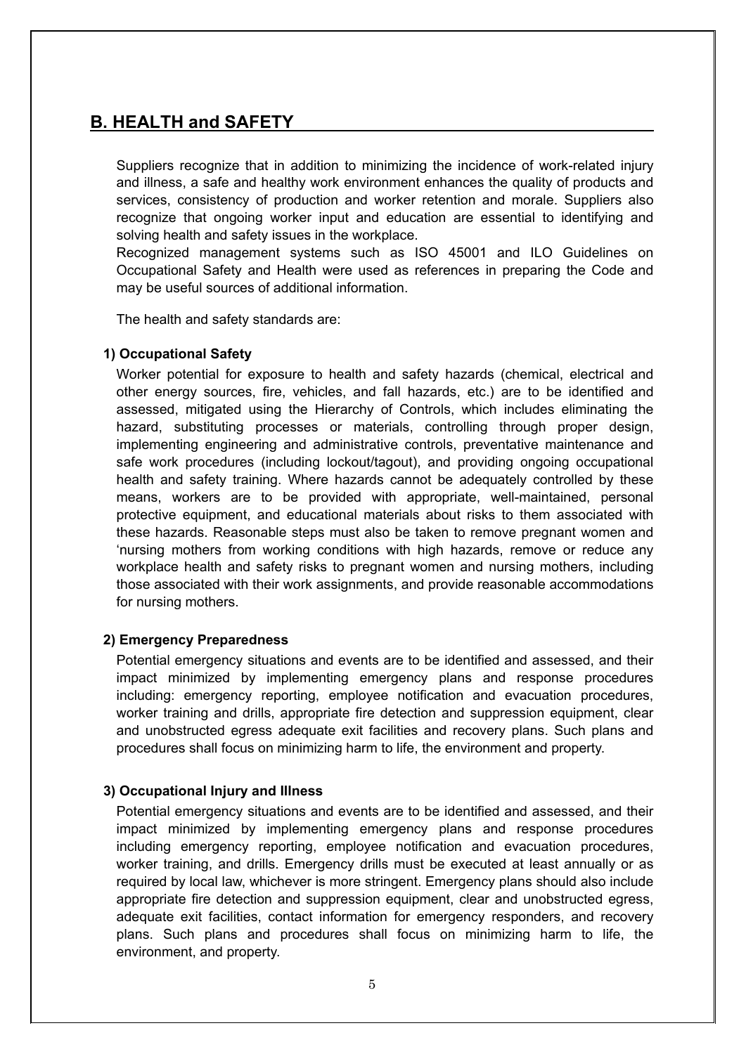## B. HEALTH and SAFETY

Suppliers recognize that in addition to minimizing the incidence of work-related injury and illness, a safe and healthy work environment enhances the quality of products and services, consistency of production and worker retention and morale. Suppliers also recognize that ongoing worker input and education are essential to identifying and solving health and safety issues in the workplace.
Recognized management systems such as ISO 45001 and ILO Guidelines on Occupational Safety and Health were used as references in preparing the Code and may be useful sources of additional information.

The health and safety standards are:

### 1) Occupational Safety

Worker potential for exposure to health and safety hazards (chemical, electrical and other energy sources, fire, vehicles, and fall hazards, etc.) are to be identified and assessed, mitigated using the Hierarchy of Controls, which includes eliminating the hazard, substituting processes or materials, controlling through proper design, implementing engineering and administrative controls, preventative maintenance and safe work procedures (including lockout/tagout), and providing ongoing occupational health and safety training. Where hazards cannot be adequately controlled by these means, workers are to be provided with appropriate, well-maintained, personal protective equipment, and educational materials about risks to them associated with these hazards. Reasonable steps must also be taken to remove pregnant women and 'nursing mothers from working conditions with high hazards, remove or reduce any workplace health and safety risks to pregnant women and nursing mothers, including those associated with their work assignments, and provide reasonable accommodations for nursing mothers.

### 2) Emergency Preparedness

Potential emergency situations and events are to be identified and assessed, and their impact minimized by implementing emergency plans and response procedures including: emergency reporting, employee notification and evacuation procedures, worker training and drills, appropriate fire detection and suppression equipment, clear and unobstructed egress adequate exit facilities and recovery plans. Such plans and procedures shall focus on minimizing harm to life, the environment and property.

### 3) Occupational Injury and Illness

Potential emergency situations and events are to be identified and assessed, and their impact minimized by implementing emergency plans and response procedures including emergency reporting, employee notification and evacuation procedures, worker training, and drills. Emergency drills must be executed at least annually or as required by local law, whichever is more stringent. Emergency plans should also include appropriate fire detection and suppression equipment, clear and unobstructed egress, adequate exit facilities, contact information for emergency responders, and recovery plans. Such plans and procedures shall focus on minimizing harm to life, the environment, and property.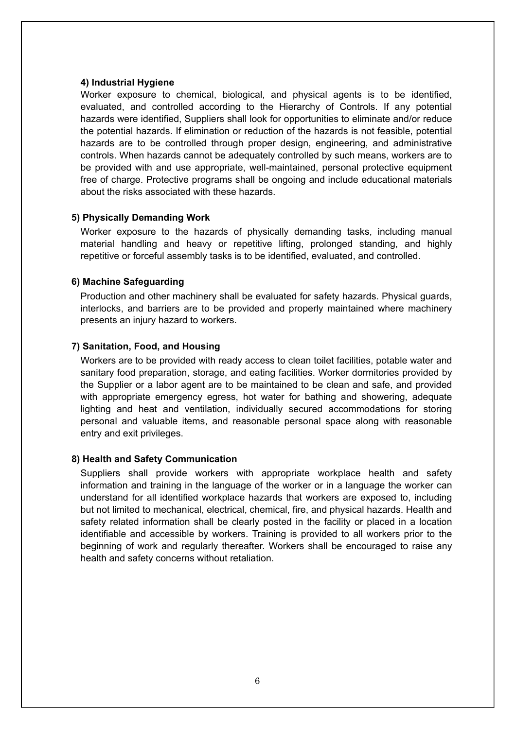#### 4) Industrial Hygiene

Worker exposure to chemical, biological, and physical agents is to be identified, evaluated, and controlled according to the Hierarchy of Controls. If any potential hazards were identified, Suppliers shall look for opportunities to eliminate and/or reduce the potential hazards. If elimination or reduction of the hazards is not feasible, potential hazards are to be controlled through proper design, engineering, and administrative controls. When hazards cannot be adequately controlled by such means, workers are to be provided with and use appropriate, well-maintained, personal protective equipment free of charge. Protective programs shall be ongoing and include educational materials about the risks associated with these hazards.

#### 5) Physically Demanding Work

Worker exposure to the hazards of physically demanding tasks, including manual material handling and heavy or repetitive lifting, prolonged standing, and highly repetitive or forceful assembly tasks is to be identified, evaluated, and controlled.

#### 6) Machine Safeguarding

Production and other machinery shall be evaluated for safety hazards. Physical guards, interlocks, and barriers are to be provided and properly maintained where machinery presents an injury hazard to workers.

#### 7) Sanitation, Food, and Housing

Workers are to be provided with ready access to clean toilet facilities, potable water and sanitary food preparation, storage, and eating facilities. Worker dormitories provided by the Supplier or a labor agent are to be maintained to be clean and safe, and provided with appropriate emergency egress, hot water for bathing and showering, adequate lighting and heat and ventilation, individually secured accommodations for storing personal and valuable items, and reasonable personal space along with reasonable entry and exit privileges.

#### 8) Health and Safety Communication

Suppliers shall provide workers with appropriate workplace health and safety information and training in the language of the worker or in a language the worker can understand for all identified workplace hazards that workers are exposed to, including but not limited to mechanical, electrical, chemical, fire, and physical hazards. Health and safety related information shall be clearly posted in the facility or placed in a location identifiable and accessible by workers. Training is provided to all workers prior to the beginning of work and regularly thereafter. Workers shall be encouraged to raise any health and safety concerns without retaliation.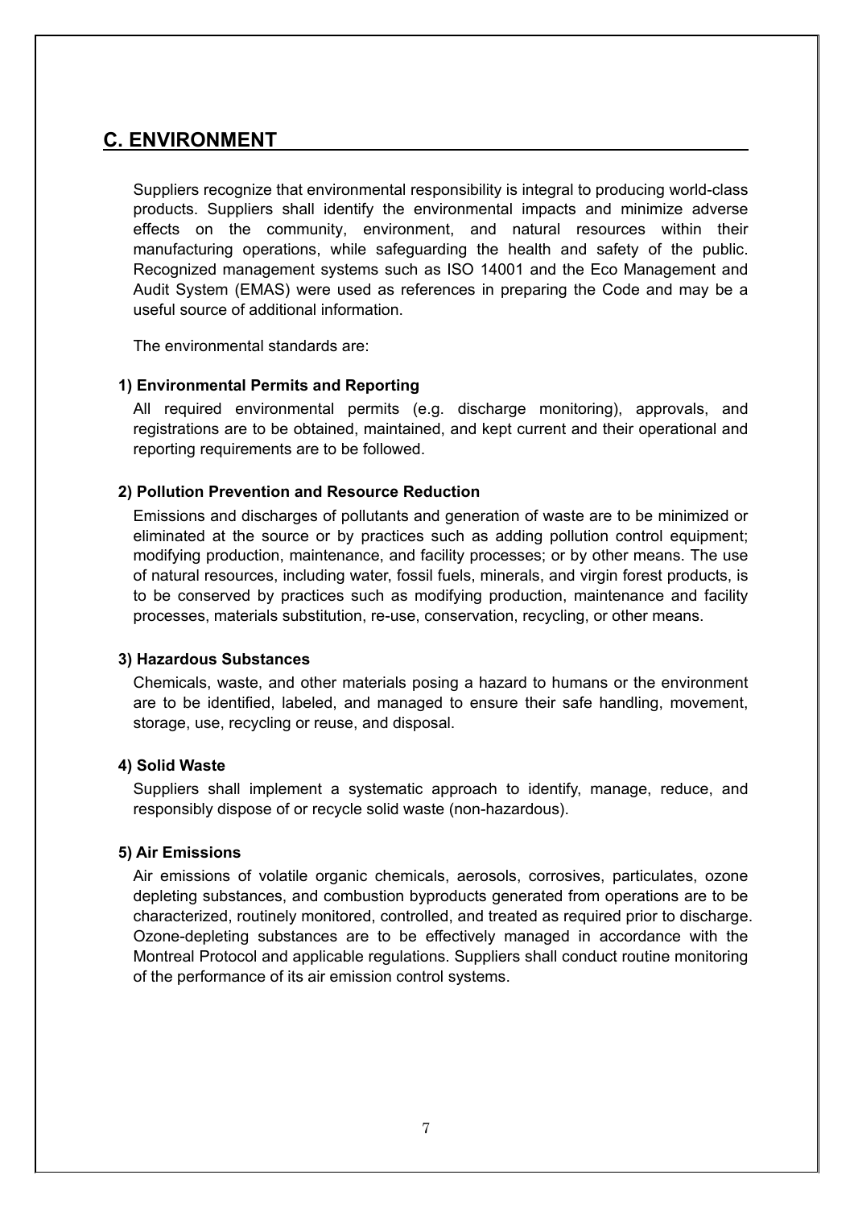## C. ENVIRONMENT

Suppliers recognize that environmental responsibility is integral to producing world-class products. Suppliers shall identify the environmental impacts and minimize adverse effects on the community, environment, and natural resources within their manufacturing operations, while safeguarding the health and safety of the public. Recognized management systems such as ISO 14001 and the Eco Management and Audit System (EMAS) were used as references in preparing the Code and may be a useful source of additional information.

The environmental standards are:

**1) Environmental Permits and Reporting**

All required environmental permits (e.g. discharge monitoring), approvals, and registrations are to be obtained, maintained, and kept current and their operational and reporting requirements are to be followed.

**2) Pollution Prevention and Resource Reduction**

Emissions and discharges of pollutants and generation of waste are to be minimized or eliminated at the source or by practices such as adding pollution control equipment; modifying production, maintenance, and facility processes; or by other means. The use of natural resources, including water, fossil fuels, minerals, and virgin forest products, is to be conserved by practices such as modifying production, maintenance and facility processes, materials substitution, re-use, conservation, recycling, or other means.

**3) Hazardous Substances**

Chemicals, waste, and other materials posing a hazard to humans or the environment are to be identified, labeled, and managed to ensure their safe handling, movement, storage, use, recycling or reuse, and disposal.

**4) Solid Waste**

Suppliers shall implement a systematic approach to identify, manage, reduce, and responsibly dispose of or recycle solid waste (non-hazardous).

**5) Air Emissions**

Air emissions of volatile organic chemicals, aerosols, corrosives, particulates, ozone depleting substances, and combustion byproducts generated from operations are to be characterized, routinely monitored, controlled, and treated as required prior to discharge. Ozone-depleting substances are to be effectively managed in accordance with the Montreal Protocol and applicable regulations. Suppliers shall conduct routine monitoring of the performance of its air emission control systems.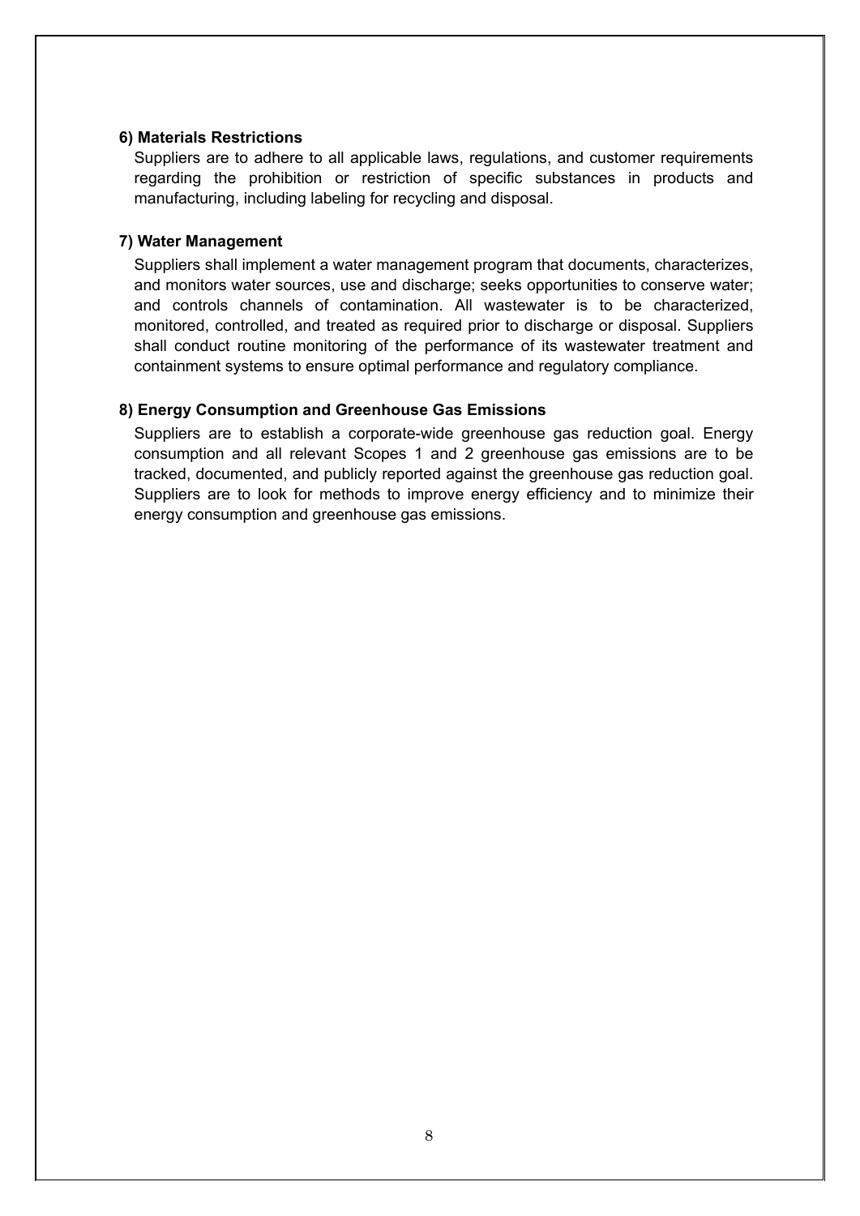**6) Materials Restrictions**

Suppliers are to adhere to all applicable laws, regulations, and customer requirements regarding the prohibition or restriction of specific substances in products and manufacturing, including labeling for recycling and disposal.

**7) Water Management**

Suppliers shall implement a water management program that documents, characterizes, and monitors water sources, use and discharge; seeks opportunities to conserve water; and controls channels of contamination. All wastewater is to be characterized, monitored, controlled, and treated as required prior to discharge or disposal. Suppliers shall conduct routine monitoring of the performance of its wastewater treatment and containment systems to ensure optimal performance and regulatory compliance.

**8) Energy Consumption and Greenhouse Gas Emissions**

Suppliers are to establish a corporate-wide greenhouse gas reduction goal. Energy consumption and all relevant Scopes 1 and 2 greenhouse gas emissions are to be tracked, documented, and publicly reported against the greenhouse gas reduction goal. Suppliers are to look for methods to improve energy efficiency and to minimize their energy consumption and greenhouse gas emissions.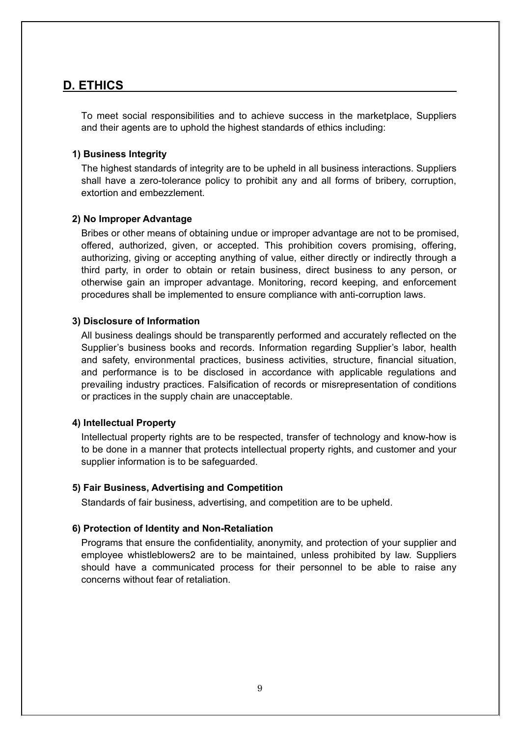## D. ETHICS

To meet social responsibilities and to achieve success in the marketplace, Suppliers and their agents are to uphold the highest standards of ethics including:

### 1) Business Integrity

The highest standards of integrity are to be upheld in all business interactions. Suppliers shall have a zero-tolerance policy to prohibit any and all forms of bribery, corruption, extortion and embezzlement.

### 2) No Improper Advantage

Bribes or other means of obtaining undue or improper advantage are not to be promised, offered, authorized, given, or accepted. This prohibition covers promising, offering, authorizing, giving or accepting anything of value, either directly or indirectly through a third party, in order to obtain or retain business, direct business to any person, or otherwise gain an improper advantage. Monitoring, record keeping, and enforcement procedures shall be implemented to ensure compliance with anti-corruption laws.

### 3) Disclosure of Information

All business dealings should be transparently performed and accurately reflected on the Supplier's business books and records. Information regarding Supplier's labor, health and safety, environmental practices, business activities, structure, financial situation, and performance is to be disclosed in accordance with applicable regulations and prevailing industry practices. Falsification of records or misrepresentation of conditions or practices in the supply chain are unacceptable.

### 4) Intellectual Property

Intellectual property rights are to be respected, transfer of technology and know-how is to be done in a manner that protects intellectual property rights, and customer and your supplier information is to be safeguarded.

### 5) Fair Business, Advertising and Competition

Standards of fair business, advertising, and competition are to be upheld.

### 6) Protection of Identity and Non-Retaliation

Programs that ensure the confidentiality, anonymity, and protection of your supplier and employee whistleblowers[2] are to be maintained, unless prohibited by law. Suppliers should have a communicated process for their personnel to be able to raise any concerns without fear of retaliation.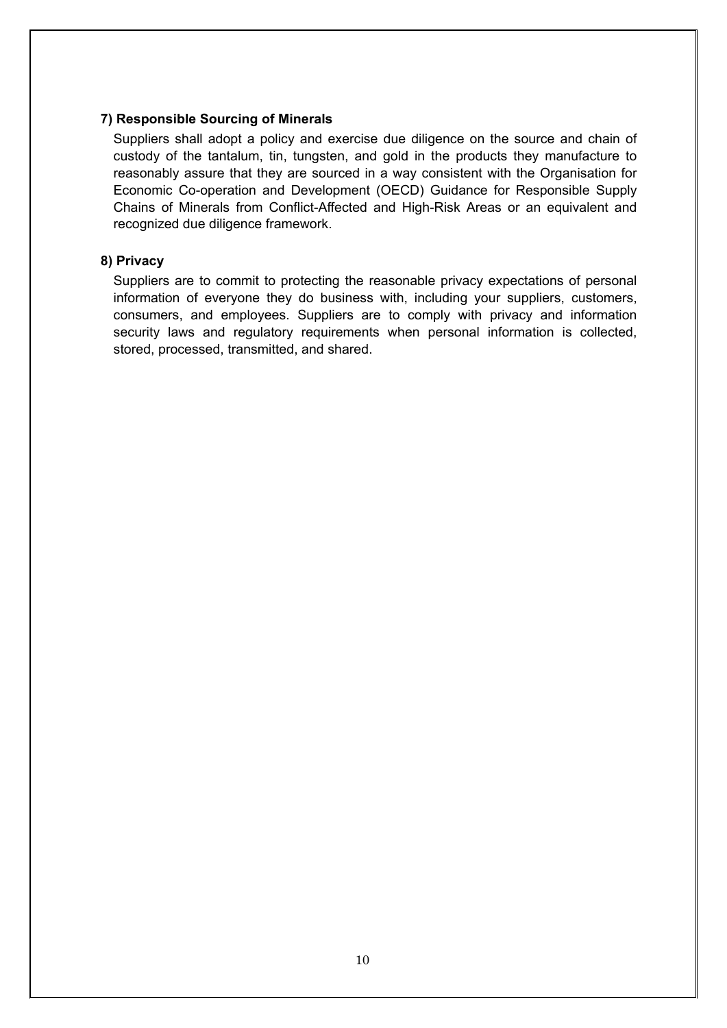### 7) Responsible Sourcing of Minerals

Suppliers shall adopt a policy and exercise due diligence on the source and chain of custody of the tantalum, tin, tungsten, and gold in the products they manufacture to reasonably assure that they are sourced in a way consistent with the Organisation for Economic Co-operation and Development (OECD) Guidance for Responsible Supply Chains of Minerals from Conflict-Affected and High-Risk Areas or an equivalent and recognized due diligence framework.

### 8) Privacy

Suppliers are to commit to protecting the reasonable privacy expectations of personal information of everyone they do business with, including your suppliers, customers, consumers, and employees. Suppliers are to comply with privacy and information security laws and regulatory requirements when personal information is collected, stored, processed, transmitted, and shared.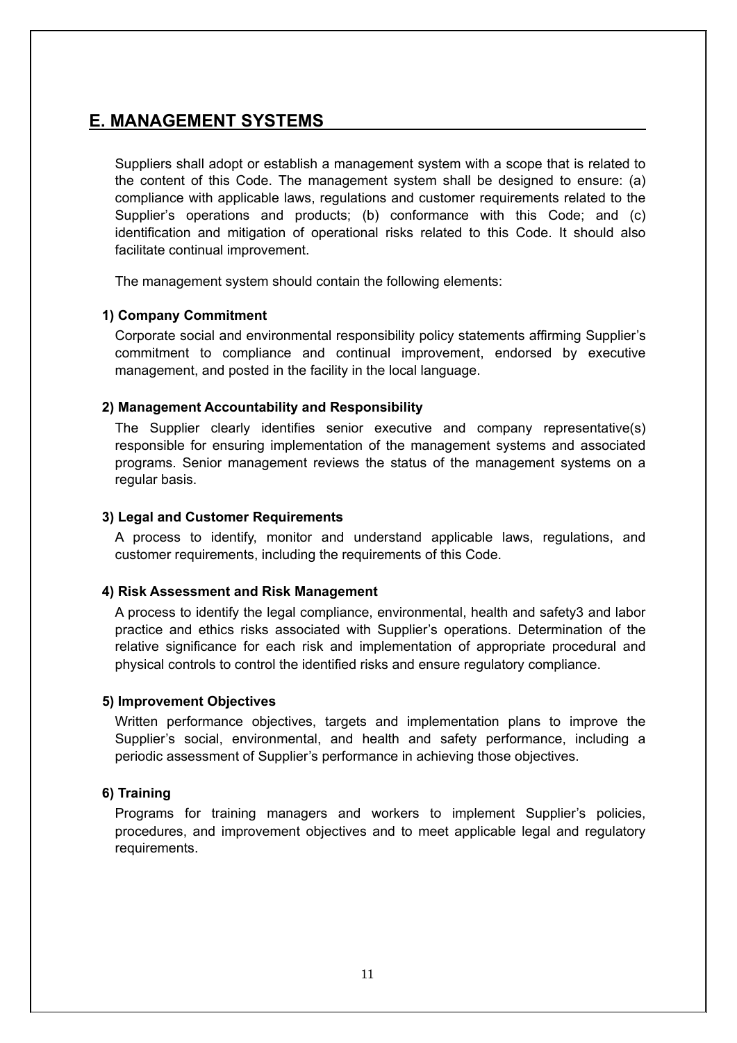## E. MANAGEMENT SYSTEMS

Suppliers shall adopt or establish a management system with a scope that is related to the content of this Code. The management system shall be designed to ensure: (a) compliance with applicable laws, regulations and customer requirements related to the Supplier's operations and products; (b) conformance with this Code; and (c) identification and mitigation of operational risks related to this Code. It should also facilitate continual improvement.

The management system should contain the following elements:

**1) Company Commitment**

Corporate social and environmental responsibility policy statements affirming Supplier's commitment to compliance and continual improvement, endorsed by executive management, and posted in the facility in the local language.

**2) Management Accountability and Responsibility**

The Supplier clearly identifies senior executive and company representative(s) responsible for ensuring implementation of the management systems and associated programs. Senior management reviews the status of the management systems on a regular basis.

**3) Legal and Customer Requirements**

A process to identify, monitor and understand applicable laws, regulations, and customer requirements, including the requirements of this Code.

**4) Risk Assessment and Risk Management**

A process to identify the legal compliance, environmental, health and safety[3] and labor practice and ethics risks associated with Supplier's operations. Determination of the relative significance for each risk and implementation of appropriate procedural and physical controls to control the identified risks and ensure regulatory compliance.

**5) Improvement Objectives**

Written performance objectives, targets and implementation plans to improve the Supplier's social, environmental, and health and safety performance, including a periodic assessment of Supplier's performance in achieving those objectives.

**6) Training**

Programs for training managers and workers to implement Supplier's policies, procedures, and improvement objectives and to meet applicable legal and regulatory requirements.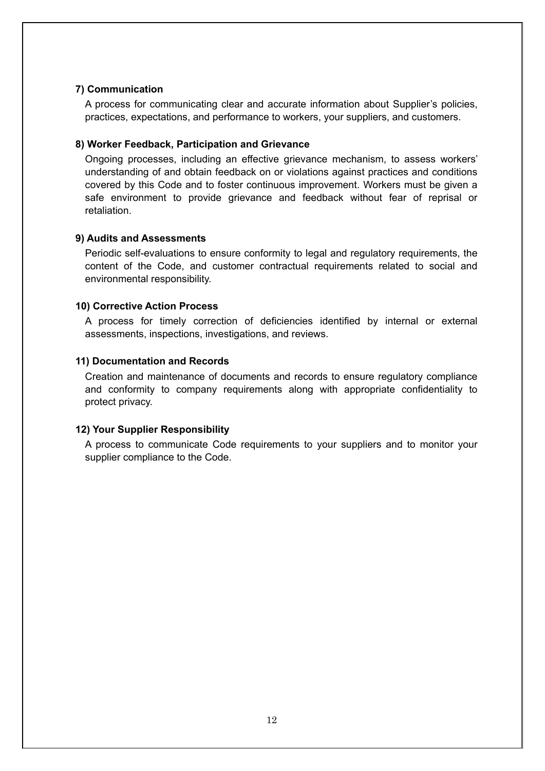**7) Communication**

A process for communicating clear and accurate information about Supplier's policies, practices, expectations, and performance to workers, your suppliers, and customers.

**8) Worker Feedback, Participation and Grievance**

Ongoing processes, including an effective grievance mechanism, to assess workers' understanding of and obtain feedback on or violations against practices and conditions covered by this Code and to foster continuous improvement. Workers must be given a safe environment to provide grievance and feedback without fear of reprisal or retaliation.

**9) Audits and Assessments**

Periodic self-evaluations to ensure conformity to legal and regulatory requirements, the content of the Code, and customer contractual requirements related to social and environmental responsibility.

**10) Corrective Action Process**

A process for timely correction of deficiencies identified by internal or external assessments, inspections, investigations, and reviews.

**11) Documentation and Records**

Creation and maintenance of documents and records to ensure regulatory compliance and conformity to company requirements along with appropriate confidentiality to protect privacy.

**12) Your Supplier Responsibility**

A process to communicate Code requirements to your suppliers and to monitor your supplier compliance to the Code.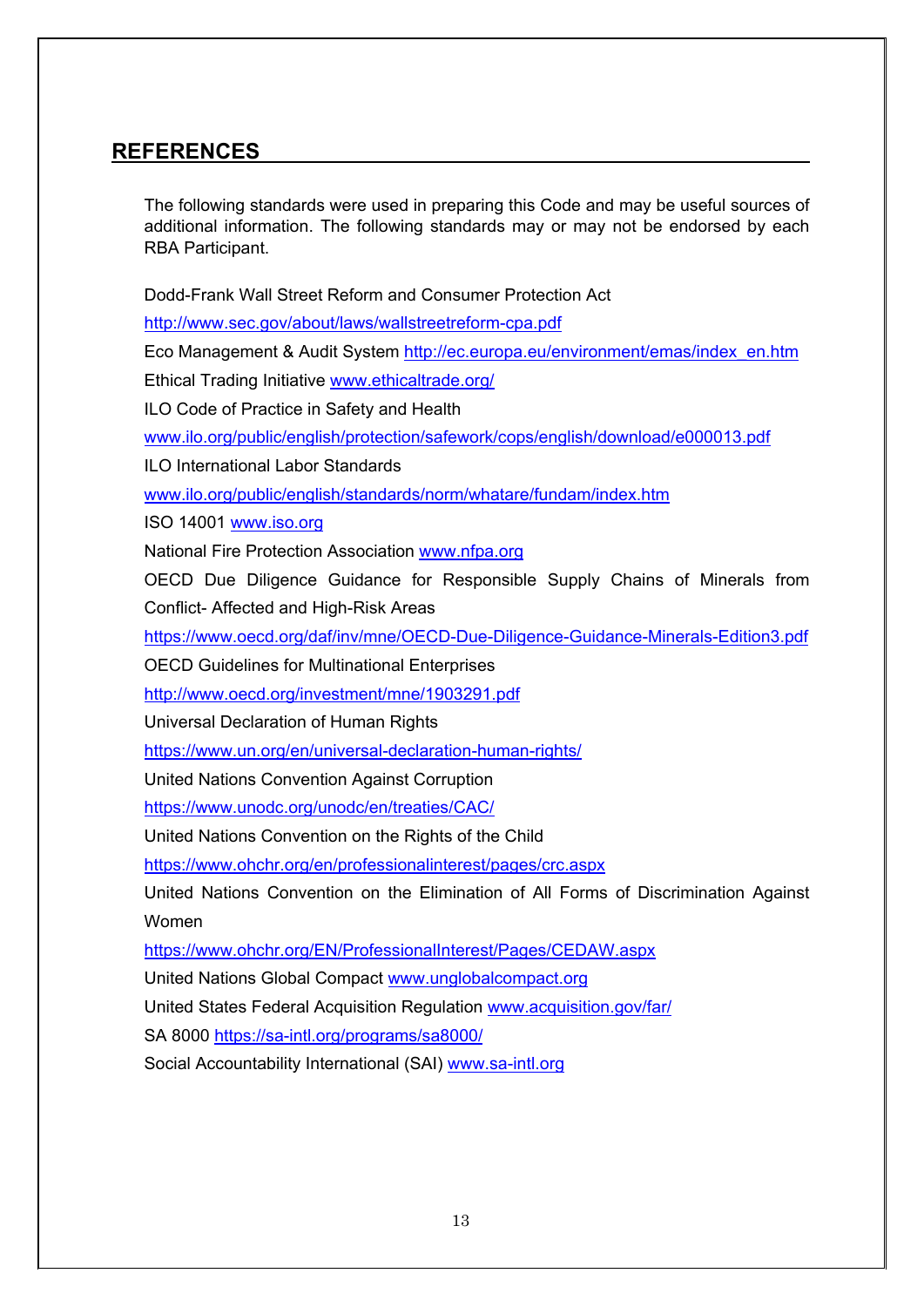## REFERENCES

The following standards were used in preparing this Code and may be useful sources of additional information. The following standards may or may not be endorsed by each RBA Participant.

Dodd-Frank Wall Street Reform and Consumer Protection Act

http://www.sec.gov/about/laws/wallstreetreform-cpa.pdf

Eco Management & Audit System http://ec.europa.eu/environment/emas/index_en.htm

Ethical Trading Initiative www.ethicaltrade.org/

ILO Code of Practice in Safety and Health

www.ilo.org/public/english/protection/safework/cops/english/download/e000013.pdf

ILO International Labor Standards

www.ilo.org/public/english/standards/norm/whatare/fundam/index.htm

ISO 14001 www.iso.org

National Fire Protection Association www.nfpa.org

OECD Due Diligence Guidance for Responsible Supply Chains of Minerals from Conflict- Affected and High-Risk Areas

https://www.oecd.org/daf/inv/mne/OECD-Due-Diligence-Guidance-Minerals-Edition3.pdf

OECD Guidelines for Multinational Enterprises

http://www.oecd.org/investment/mne/1903291.pdf

Universal Declaration of Human Rights

https://www.un.org/en/universal-declaration-human-rights/

United Nations Convention Against Corruption

https://www.unodc.org/unodc/en/treaties/CAC/

United Nations Convention on the Rights of the Child

https://www.ohchr.org/en/professionalinterest/pages/crc.aspx

United Nations Convention on the Elimination of All Forms of Discrimination Against Women

https://www.ohchr.org/EN/ProfessionalInterest/Pages/CEDAW.aspx

United Nations Global Compact www.unglobalcompact.org

United States Federal Acquisition Regulation www.acquisition.gov/far/

SA 8000 https://sa-intl.org/programs/sa8000/

Social Accountability International (SAI) www.sa-intl.org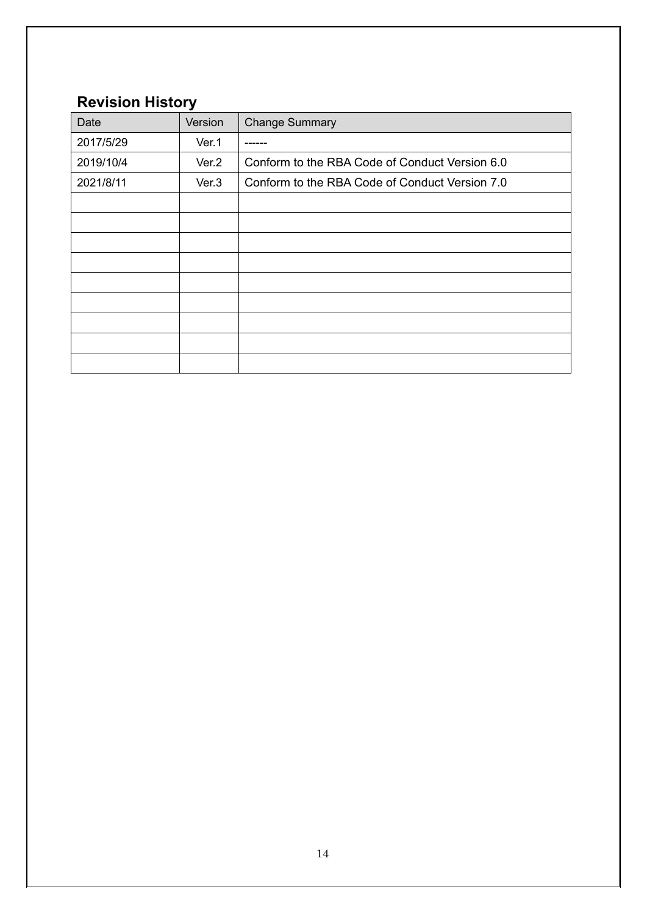## Revision History

| Date | Version | Change Summary |
|---|---|---|
| 2017/5/29 | Ver.1 | ------ |
| 2019/10/4 | Ver.2 | Conform to the RBA Code of Conduct Version 6.0 |
| 2021/8/11 | Ver.3 | Conform to the RBA Code of Conduct Version 7.0 |
| | | |
| | | |
| | | |
| | | |
| | | |
| | | |
| | | |
| | | |
| | | |